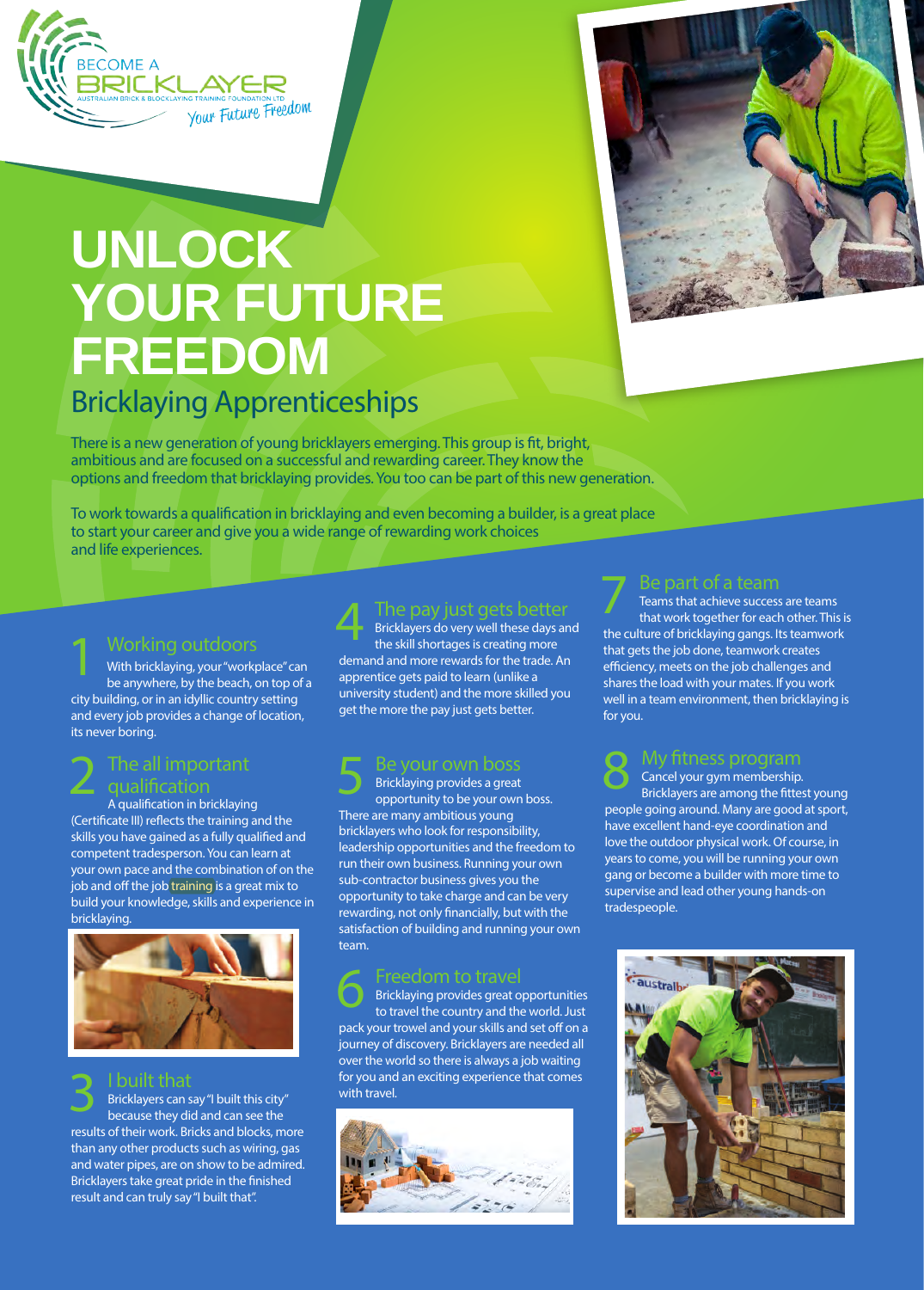BECOME A BRICKLAYER

AUSTRALIAN BRICK & BLOCKLAYING TRAINING FOUNDATION LTD

*Your Future Freedom*

# UNLOCK YOUR FUTURE FREEDOM

## Bricklaying Apprenticeships

There is a new generation of young bricklayers emerging. This group is fit, bright, ambitious and are focused on a successful and rewarding career. They know the options and freedom that bricklaying provides. You too can be part of this new generation.

To work towards a qualification in bricklaying and even becoming a builder, is a great place to start your career and give you a wide range of rewarding work choices and life experiences.

### 1 Working outdoors

With bricklaying, your "workplace" can be anywhere, by the beach, on top of a city building, or in an idyllic country setting and every job provides a change of location, its never boring.

### 2 The all important qualification

A qualification in bricklaying (Certificate III) reflects the training and the skills you have gained as a fully qualified and competent tradesperson. You can learn at your own pace and the combination of on the job and off the job training is a great mix to build your knowledge, skills and experience in bricklaying.

### 3 I built that

Bricklayers can say "I built this city" because they did and can see the results of their work. Bricks and blocks, more than any other products such as wiring, gas and water pipes, are on show to be admired. Bricklayers take great pride in the finished result and can truly say "I built that".

### 4 The pay just gets better

Bricklayers do very well these days and the skill shortages is creating more demand and more rewards for the trade. An apprentice gets paid to learn (unlike a university student) and the more skilled you get the more the pay just gets better.

### 5 Be your own boss

Bricklaying provides a great opportunity to be your own boss. There are many ambitious young bricklayers who look for responsibility, leadership opportunities and the freedom to run their own business. Running your own sub-contractor business gives you the opportunity to take charge and can be very rewarding, not only financially, but with the satisfaction of building and running your own team.

### 6 Freedom to travel

Bricklaying provides great opportunities to travel the country and the world. Just pack your trowel and your skills and set off on a journey of discovery. Bricklayers are needed all over the world so there is always a job waiting for you and an exciting experience that comes with travel.

### 7 Be part of a team

Teams that achieve success are teams that work together for each other. This is the culture of bricklaying gangs. Its teamwork that gets the job done, teamwork creates efficiency, meets on the job challenges and shares the load with your mates. If you work well in a team environment, then bricklaying is for you.

### 8 My fitness program

Cancel your gym membership. Bricklayers are among the fittest young people going around. Many are good at sport, have excellent hand-eye coordination and love the outdoor physical work. Of course, in years to come, you will be running your own gang or become a builder with more time to supervise and lead other young hands-on tradespeople.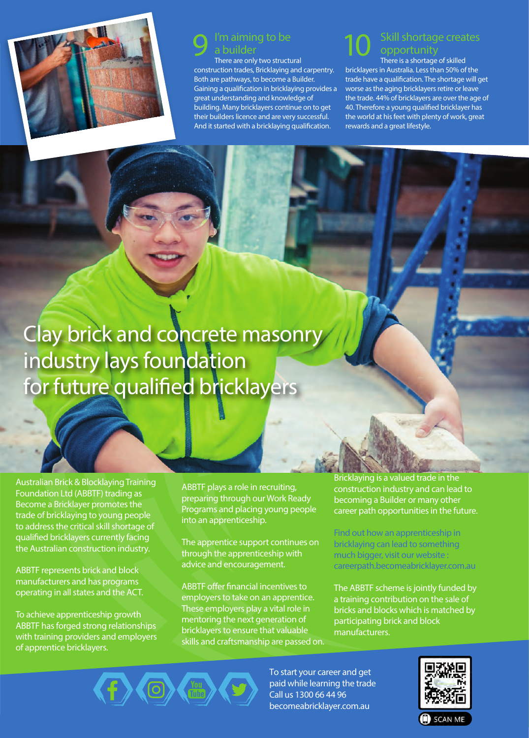## 9 I'm aiming to be a builder

There are only two structural construction trades, Bricklaying and carpentry. Both are pathways, to become a Builder. Gaining a qualification in bricklaying provides a great understanding and knowledge of building. Many bricklayers continue on to get their builders licence and are very successful. And it started with a bricklaying qualification.

## 10 Skill shortage creates opportunity

There is a shortage of skilled bricklayers in Australia. Less than 50% of the trade have a qualification. The shortage will get worse as the aging bricklayers retire or leave the trade. 44% of bricklayers are over the age of 40. Therefore a young qualified bricklayer has the world at his feet with plenty of work, great rewards and a great lifestyle.

# Clay brick and concrete masonry industry lays foundation for future qualified bricklayers

Australian Brick & Blocklaying Training Foundation Ltd (ABBTF) trading as Become a Bricklayer promotes the trade of bricklaying to young people to address the critical skill shortage of qualified bricklayers currently facing the Australian construction industry.

ABBTF represents brick and block manufacturers and has programs operating in all states and the ACT.

To achieve apprenticeship growth ABBTF has forged strong relationships with training providers and employers of apprentice bricklayers.

ABBTF plays a role in recruiting, preparing through our Work Ready Programs and placing young people into an apprenticeship.

The apprentice support continues on through the apprenticeship with advice and encouragement.

ABBTF offer financial incentives to employers to take on an apprentice. These employers play a vital role in mentoring the next generation of bricklayers to ensure that valuable skills and craftsmanship are passed on.

Bricklaying is a valued trade in the construction industry and can lead to becoming a Builder or many other career path opportunities in the future.

Find out how an apprenticeship in bricklaying can lead to something much bigger, visit our website : careerpath.becomeabricklayer.com.au

The ABBTF scheme is jointly funded by a training contribution on the sale of bricks and blocks which is matched by participating brick and block manufacturers.

To start your career and get paid while learning the trade
Call us 1300 66 44 96
becomeabricklayer.com.au

SCAN ME